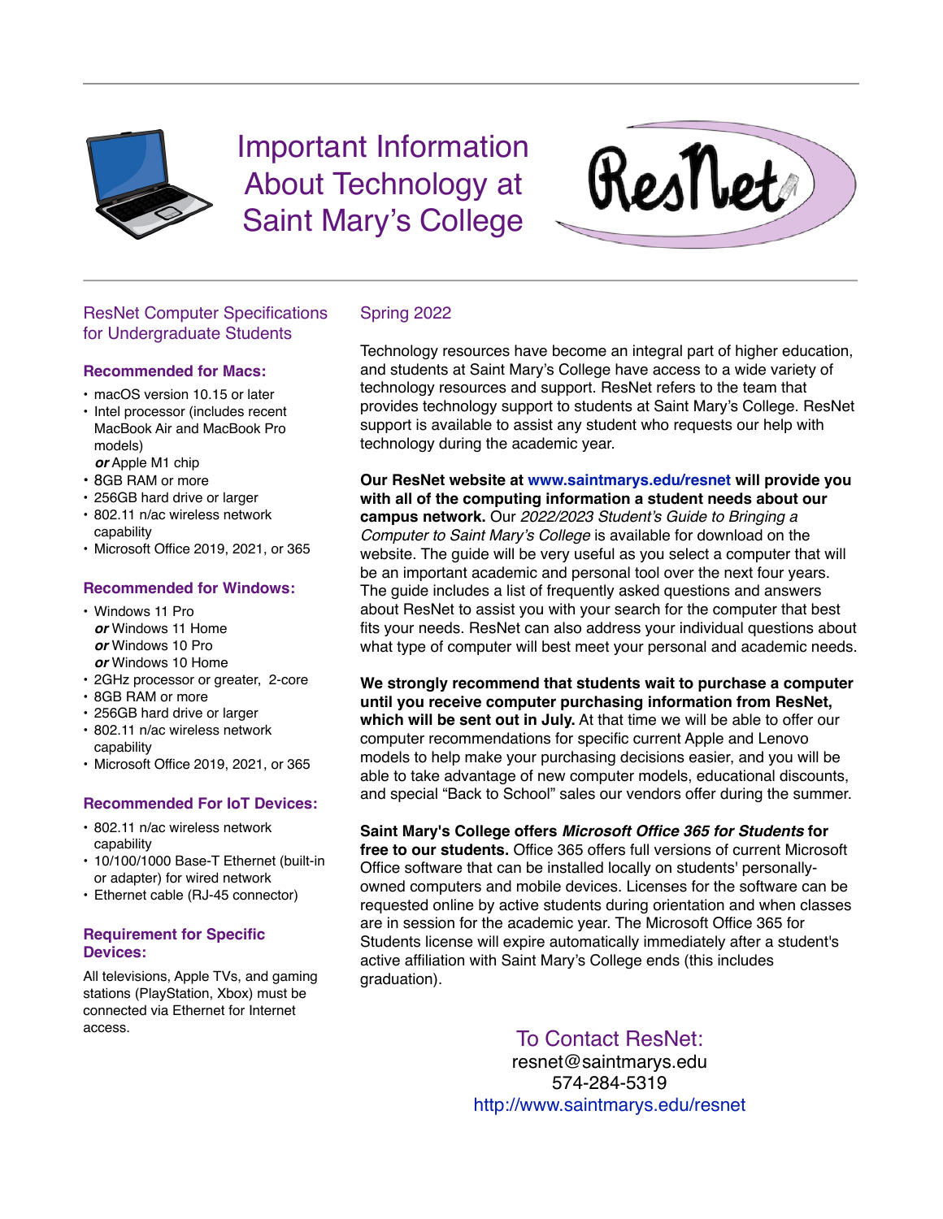# Important Information About Technology at Saint Mary's College

ResNet

## ResNet Computer Specifications for Undergraduate Students

### Recommended for Macs:

- macOS version 10.15 or later
- Intel processor (includes recent MacBook Air and MacBook Pro models)
  ***or*** Apple M1 chip
- 8GB RAM or more
- 256GB hard drive or larger
- 802.11 n/ac wireless network capability
- Microsoft Office 2019, 2021, or 365

### Recommended for Windows:

- Windows 11 Pro
  ***or*** Windows 11 Home
  ***or*** Windows 10 Pro
  ***or*** Windows 10 Home
- 2GHz processor or greater, 2-core
- 8GB RAM or more
- 256GB hard drive or larger
- 802.11 n/ac wireless network capability
- Microsoft Office 2019, 2021, or 365

### Recommended For IoT Devices:

- 802.11 n/ac wireless network capability
- 10/100/1000 Base-T Ethernet (built-in or adapter) for wired network
- Ethernet cable (RJ-45 connector)

### Requirement for Specific Devices:

All televisions, Apple TVs, and gaming stations (PlayStation, Xbox) must be connected via Ethernet for Internet access.

## Spring 2022

Technology resources have become an integral part of higher education, and students at Saint Mary's College have access to a wide variety of technology resources and support. ResNet refers to the team that provides technology support to students at Saint Mary's College. ResNet support is available to assist any student who requests our help with technology during the academic year.

**Our ResNet website at www.saintmarys.edu/resnet will provide you with all of the computing information a student needs about our campus network.** Our *2022/2023 Student's Guide to Bringing a Computer to Saint Mary's College* is available for download on the website. The guide will be very useful as you select a computer that will be an important academic and personal tool over the next four years. The guide includes a list of frequently asked questions and answers about ResNet to assist you with your search for the computer that best fits your needs. ResNet can also address your individual questions about what type of computer will best meet your personal and academic needs.

**We strongly recommend that students wait to purchase a computer until you receive computer purchasing information from ResNet, which will be sent out in July.** At that time we will be able to offer our computer recommendations for specific current Apple and Lenovo models to help make your purchasing decisions easier, and you will be able to take advantage of new computer models, educational discounts, and special "Back to School" sales our vendors offer during the summer.

**Saint Mary's College offers *Microsoft Office 365 for Students* for free to our students.** Office 365 offers full versions of current Microsoft Office software that can be installed locally on students' personally-owned computers and mobile devices. Licenses for the software can be requested online by active students during orientation and when classes are in session for the academic year. The Microsoft Office 365 for Students license will expire automatically immediately after a student's active affiliation with Saint Mary's College ends (this includes graduation).

## To Contact ResNet:

resnet@saintmarys.edu
574-284-5319
http://www.saintmarys.edu/resnet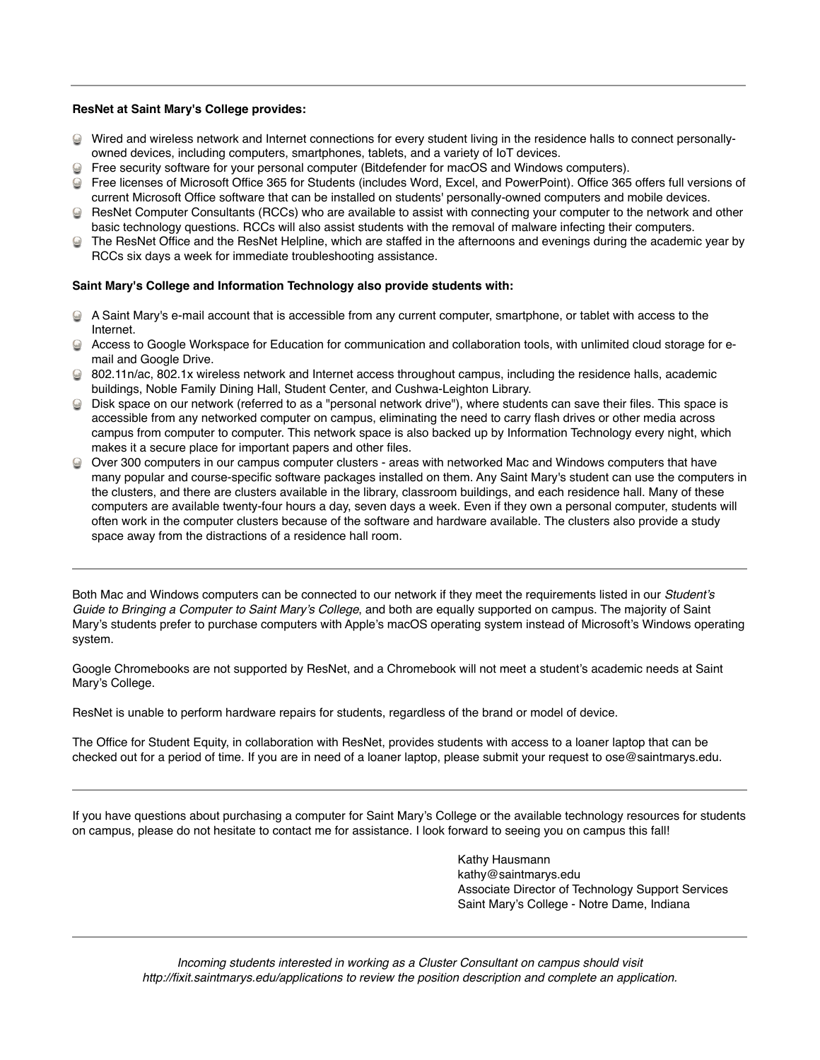---

**ResNet at Saint Mary's College provides:**

- Wired and wireless network and Internet connections for every student living in the residence halls to connect personally-owned devices, including computers, smartphones, tablets, and a variety of IoT devices.
- Free security software for your personal computer (Bitdefender for macOS and Windows computers).
- Free licenses of Microsoft Office 365 for Students (includes Word, Excel, and PowerPoint). Office 365 offers full versions of current Microsoft Office software that can be installed on students' personally-owned computers and mobile devices.
- ResNet Computer Consultants (RCCs) who are available to assist with connecting your computer to the network and other basic technology questions. RCCs will also assist students with the removal of malware infecting their computers.
- The ResNet Office and the ResNet Helpline, which are staffed in the afternoons and evenings during the academic year by RCCs six days a week for immediate troubleshooting assistance.

**Saint Mary's College and Information Technology also provide students with:**

- A Saint Mary's e-mail account that is accessible from any current computer, smartphone, or tablet with access to the Internet.
- Access to Google Workspace for Education for communication and collaboration tools, with unlimited cloud storage for e-mail and Google Drive.
- 802.11n/ac, 802.1x wireless network and Internet access throughout campus, including the residence halls, academic buildings, Noble Family Dining Hall, Student Center, and Cushwa-Leighton Library.
- Disk space on our network (referred to as a "personal network drive"), where students can save their files. This space is accessible from any networked computer on campus, eliminating the need to carry flash drives or other media across campus from computer to computer. This network space is also backed up by Information Technology every night, which makes it a secure place for important papers and other files.
- Over 300 computers in our campus computer clusters - areas with networked Mac and Windows computers that have many popular and course-specific software packages installed on them. Any Saint Mary's student can use the computers in the clusters, and there are clusters available in the library, classroom buildings, and each residence hall. Many of these computers are available twenty-four hours a day, seven days a week. Even if they own a personal computer, students will often work in the computer clusters because of the software and hardware available. The clusters also provide a study space away from the distractions of a residence hall room.

---

Both Mac and Windows computers can be connected to our network if they meet the requirements listed in our *Student's Guide to Bringing a Computer to Saint Mary's College*, and both are equally supported on campus. The majority of Saint Mary's students prefer to purchase computers with Apple's macOS operating system instead of Microsoft's Windows operating system.

Google Chromebooks are not supported by ResNet, and a Chromebook will not meet a student's academic needs at Saint Mary's College.

ResNet is unable to perform hardware repairs for students, regardless of the brand or model of device.

The Office for Student Equity, in collaboration with ResNet, provides students with access to a loaner laptop that can be checked out for a period of time. If you are in need of a loaner laptop, please submit your request to ose@saintmarys.edu.

---

If you have questions about purchasing a computer for Saint Mary's College or the available technology resources for students on campus, please do not hesitate to contact me for assistance. I look forward to seeing you on campus this fall!

Kathy Hausmann
kathy@saintmarys.edu
Associate Director of Technology Support Services
Saint Mary's College - Notre Dame, Indiana

---

*Incoming students interested in working as a Cluster Consultant on campus should visit http://fixit.saintmarys.edu/applications to review the position description and complete an application.*